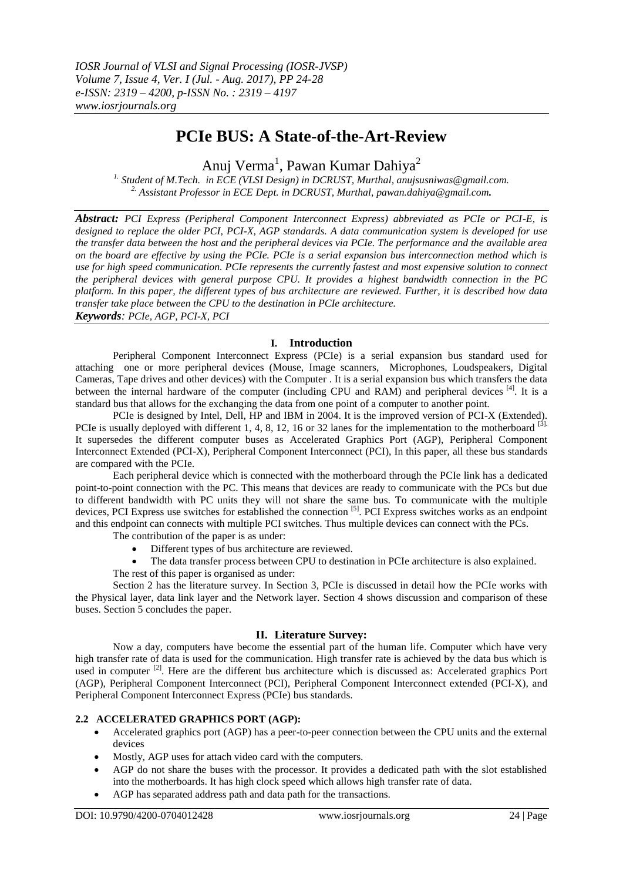# PCIe BUS: A State-of-the-Art-Review

Anuj Verma[1], Pawan Kumar Dahiya[2]

[1.] Student of M.Tech. in ECE (VLSI Design) in DCRUST, Murthal, anujsusniwas@gmail.com.
[2.] Assistant Professor in ECE Dept. in DCRUST, Murthal, pawan.dahiya@gmail.com.

***Abstract:*** *PCI Express (Peripheral Component Interconnect Express) abbreviated as PCIe or PCI-E, is designed to replace the older PCI, PCI-X, AGP standards. A data communication system is developed for use the transfer data between the host and the peripheral devices via PCIe. The performance and the available area on the board are effective by using the PCIe. PCIe is a serial expansion bus interconnection method which is use for high speed communication. PCIe represents the currently fastest and most expensive solution to connect the peripheral devices with general purpose CPU. It provides a highest bandwidth connection in the PC platform. In this paper, the different types of bus architecture are reviewed. Further, it is described how data transfer take place between the CPU to the destination in PCIe architecture.*

***Keywords****: PCIe, AGP, PCI-X, PCI*

## I. Introduction

Peripheral Component Interconnect Express (PCIe) is a serial expansion bus standard used for attaching one or more peripheral devices (Mouse, Image scanners, Microphones, Loudspeakers, Digital Cameras, Tape drives and other devices) with the Computer . It is a serial expansion bus which transfers the data between the internal hardware of the computer (including CPU and RAM) and peripheral devices [4]. It is a standard bus that allows for the exchanging the data from one point of a computer to another point.

PCIe is designed by Intel, Dell, HP and IBM in 2004. It is the improved version of PCI-X (Extended). PCIe is usually deployed with different 1, 4, 8, 12, 16 or 32 lanes for the implementation to the motherboard [3]. It supersedes the different computer buses as Accelerated Graphics Port (AGP), Peripheral Component Interconnect Extended (PCI-X), Peripheral Component Interconnect (PCI), In this paper, all these bus standards are compared with the PCIe.

Each peripheral device which is connected with the motherboard through the PCIe link has a dedicated point-to-point connection with the PC. This means that devices are ready to communicate with the PCs but due to different bandwidth with PC units they will not share the same bus. To communicate with the multiple devices, PCI Express use switches for established the connection [5]. PCI Express switches works as an endpoint and this endpoint can connects with multiple PCI switches. Thus multiple devices can connect with the PCs.

The contribution of the paper is as under:

- Different types of bus architecture are reviewed.
- The data transfer process between CPU to destination in PCIe architecture is also explained.

The rest of this paper is organised as under:

Section 2 has the literature survey. In Section 3, PCIe is discussed in detail how the PCIe works with the Physical layer, data link layer and the Network layer. Section 4 shows discussion and comparison of these buses. Section 5 concludes the paper.

## II. Literature Survey:

Now a day, computers have become the essential part of the human life. Computer which have very high transfer rate of data is used for the communication. High transfer rate is achieved by the data bus which is used in computer [2]. Here are the different bus architecture which is discussed as: Accelerated graphics Port (AGP), Peripheral Component Interconnect (PCI), Peripheral Component Interconnect extended (PCI-X), and Peripheral Component Interconnect Express (PCIe) bus standards.

### 2.2 ACCELERATED GRAPHICS PORT (AGP):

- Accelerated graphics port (AGP) has a peer-to-peer connection between the CPU units and the external devices
- Mostly, AGP uses for attach video card with the computers.
- AGP do not share the buses with the processor. It provides a dedicated path with the slot established into the motherboards. It has high clock speed which allows high transfer rate of data.
- AGP has separated address path and data path for the transactions.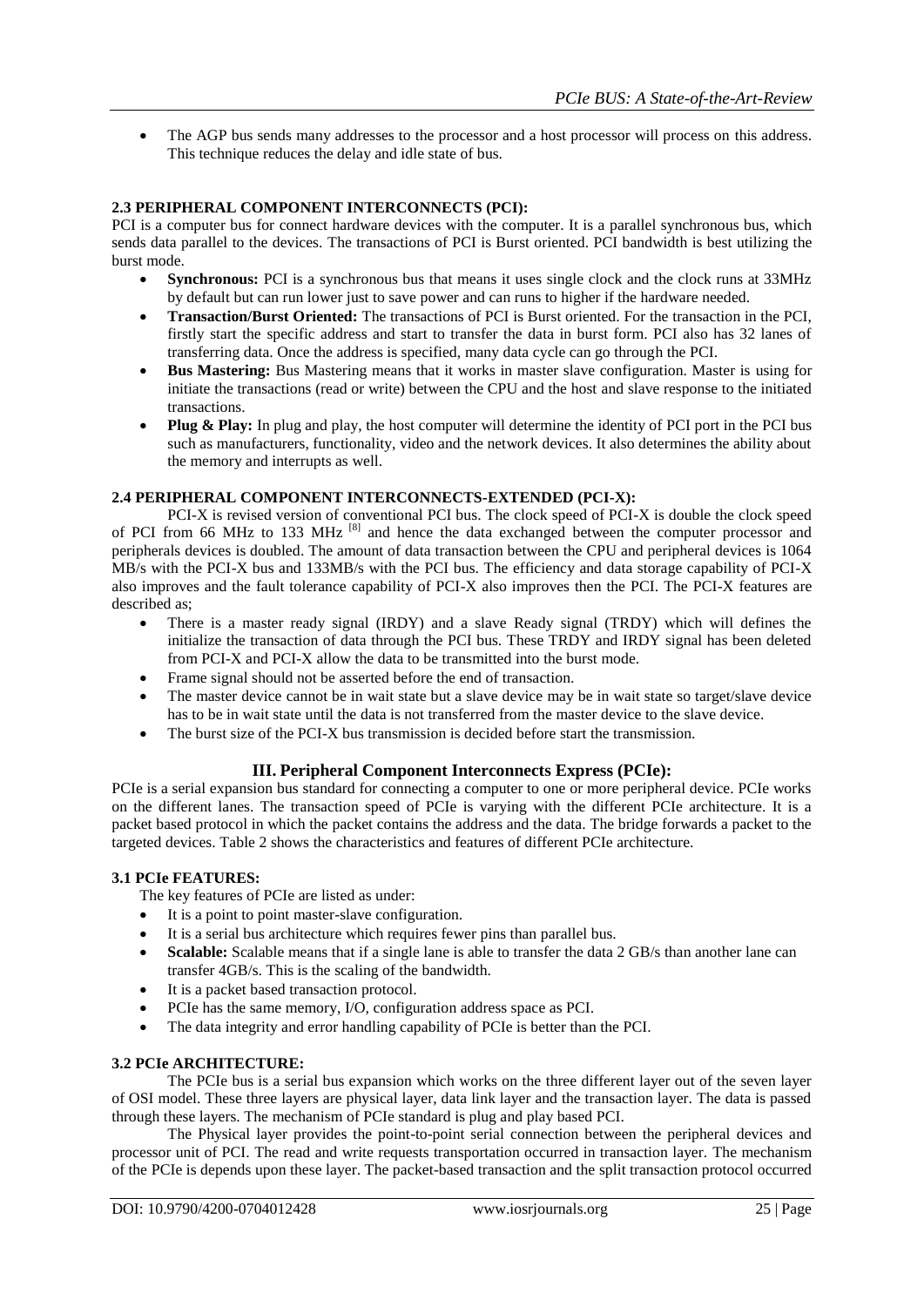- The AGP bus sends many addresses to the processor and a host processor will process on this address. This technique reduces the delay and idle state of bus.

### 2.3 PERIPHERAL COMPONENT INTERCONNECTS (PCI):

PCI is a computer bus for connect hardware devices with the computer. It is a parallel synchronous bus, which sends data parallel to the devices. The transactions of PCI is Burst oriented. PCI bandwidth is best utilizing the burst mode.

- **Synchronous:** PCI is a synchronous bus that means it uses single clock and the clock runs at 33MHz by default but can run lower just to save power and can runs to higher if the hardware needed.
- **Transaction/Burst Oriented:** The transactions of PCI is Burst oriented. For the transaction in the PCI, firstly start the specific address and start to transfer the data in burst form. PCI also has 32 lanes of transferring data. Once the address is specified, many data cycle can go through the PCI.
- **Bus Mastering:** Bus Mastering means that it works in master slave configuration. Master is using for initiate the transactions (read or write) between the CPU and the host and slave response to the initiated transactions.
- **Plug & Play:** In plug and play, the host computer will determine the identity of PCI port in the PCI bus such as manufacturers, functionality, video and the network devices. It also determines the ability about the memory and interrupts as well.

### 2.4 PERIPHERAL COMPONENT INTERCONNECTS-EXTENDED (PCI-X):

PCI-X is revised version of conventional PCI bus. The clock speed of PCI-X is double the clock speed of PCI from 66 MHz to 133 MHz [8] and hence the data exchanged between the computer processor and peripherals devices is doubled. The amount of data transaction between the CPU and peripheral devices is 1064 MB/s with the PCI-X bus and 133MB/s with the PCI bus. The efficiency and data storage capability of PCI-X also improves and the fault tolerance capability of PCI-X also improves then the PCI. The PCI-X features are described as;

- There is a master ready signal (IRDY) and a slave Ready signal (TRDY) which will defines the initialize the transaction of data through the PCI bus. These TRDY and IRDY signal has been deleted from PCI-X and PCI-X allow the data to be transmitted into the burst mode.
- Frame signal should not be asserted before the end of transaction.
- The master device cannot be in wait state but a slave device may be in wait state so target/slave device has to be in wait state until the data is not transferred from the master device to the slave device.
- The burst size of the PCI-X bus transmission is decided before start the transmission.

## III. Peripheral Component Interconnects Express (PCIe):

PCIe is a serial expansion bus standard for connecting a computer to one or more peripheral device. PCIe works on the different lanes. The transaction speed of PCIe is varying with the different PCIe architecture. It is a packet based protocol in which the packet contains the address and the data. The bridge forwards a packet to the targeted devices. Table 2 shows the characteristics and features of different PCIe architecture.

### 3.1 PCIe FEATURES:

The key features of PCIe are listed as under:

- It is a point to point master-slave configuration.
- It is a serial bus architecture which requires fewer pins than parallel bus.
- **Scalable:** Scalable means that if a single lane is able to transfer the data 2 GB/s than another lane can transfer 4GB/s. This is the scaling of the bandwidth.
- It is a packet based transaction protocol.
- PCIe has the same memory, I/O, configuration address space as PCI.
- The data integrity and error handling capability of PCIe is better than the PCI.

### 3.2 PCIe ARCHITECTURE:

The PCIe bus is a serial bus expansion which works on the three different layer out of the seven layer of OSI model. These three layers are physical layer, data link layer and the transaction layer. The data is passed through these layers. The mechanism of PCIe standard is plug and play based PCI.

The Physical layer provides the point-to-point serial connection between the peripheral devices and processor unit of PCI. The read and write requests transportation occurred in transaction layer. The mechanism of the PCIe is depends upon these layer. The packet-based transaction and the split transaction protocol occurred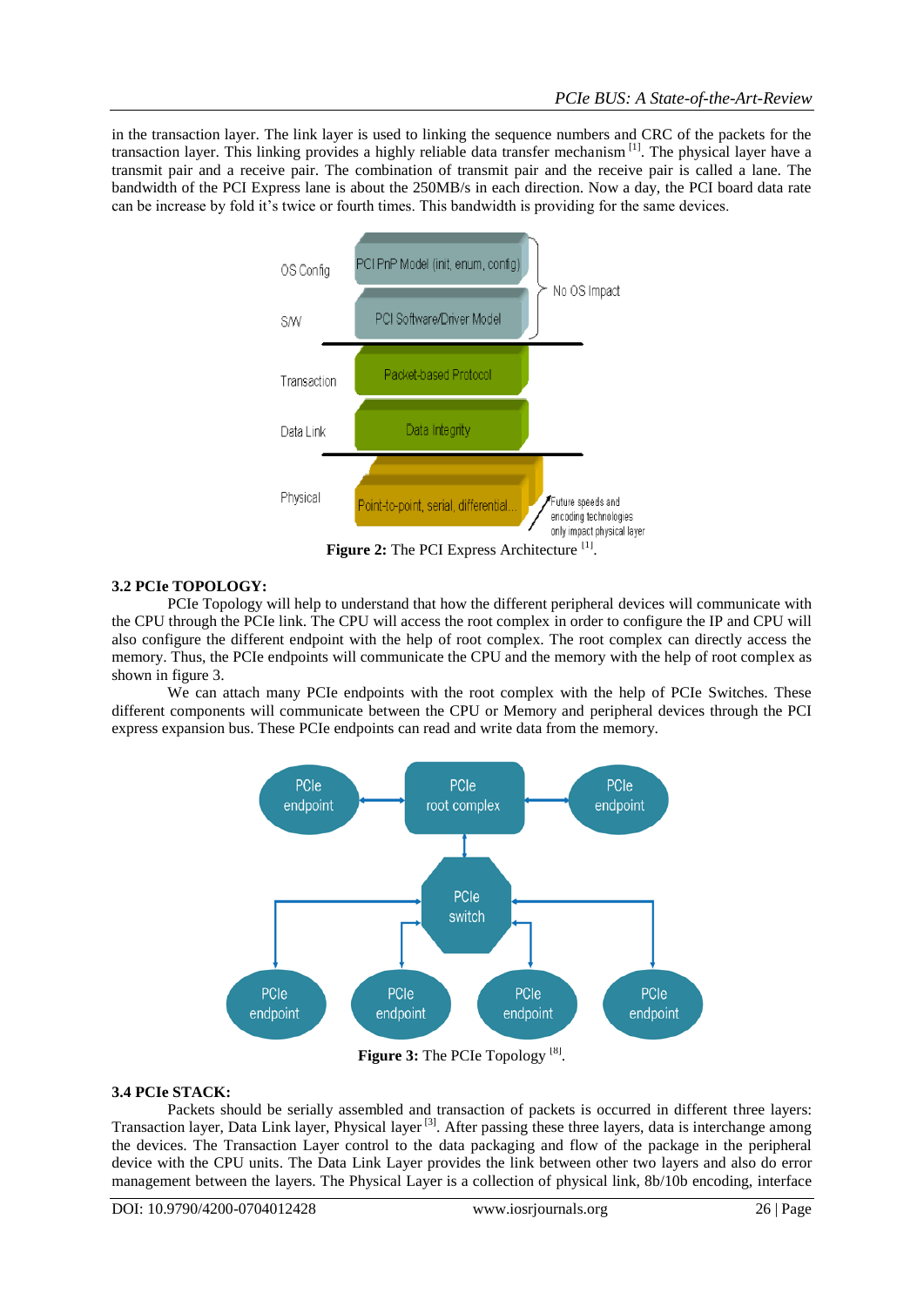in the transaction layer. The link layer is used to linking the sequence numbers and CRC of the packets for the transaction layer. This linking provides a highly reliable data transfer mechanism [1]. The physical layer have a transmit pair and a receive pair. The combination of transmit pair and the receive pair is called a lane. The bandwidth of the PCI Express lane is about the 250MB/s in each direction. Now a day, the PCI board data rate can be increase by fold it's twice or fourth times. This bandwidth is providing for the same devices.

**Figure 2:** The PCI Express Architecture [1].

### 3.2 PCIe TOPOLOGY:

PCIe Topology will help to understand that how the different peripheral devices will communicate with the CPU through the PCIe link. The CPU will access the root complex in order to configure the IP and CPU will also configure the different endpoint with the help of root complex. The root complex can directly access the memory. Thus, the PCIe endpoints will communicate the CPU and the memory with the help of root complex as shown in figure 3.

We can attach many PCIe endpoints with the root complex with the help of PCIe Switches. These different components will communicate between the CPU or Memory and peripheral devices through the PCI express expansion bus. These PCIe endpoints can read and write data from the memory.

**Figure 3:** The PCIe Topology [8].

### 3.4 PCIe STACK:

Packets should be serially assembled and transaction of packets is occurred in different three layers: Transaction layer, Data Link layer, Physical layer [3]. After passing these three layers, data is interchange among the devices. The Transaction Layer control to the data packaging and flow of the package in the peripheral device with the CPU units. The Data Link Layer provides the link between other two layers and also do error management between the layers. The Physical Layer is a collection of physical link, 8b/10b encoding, interface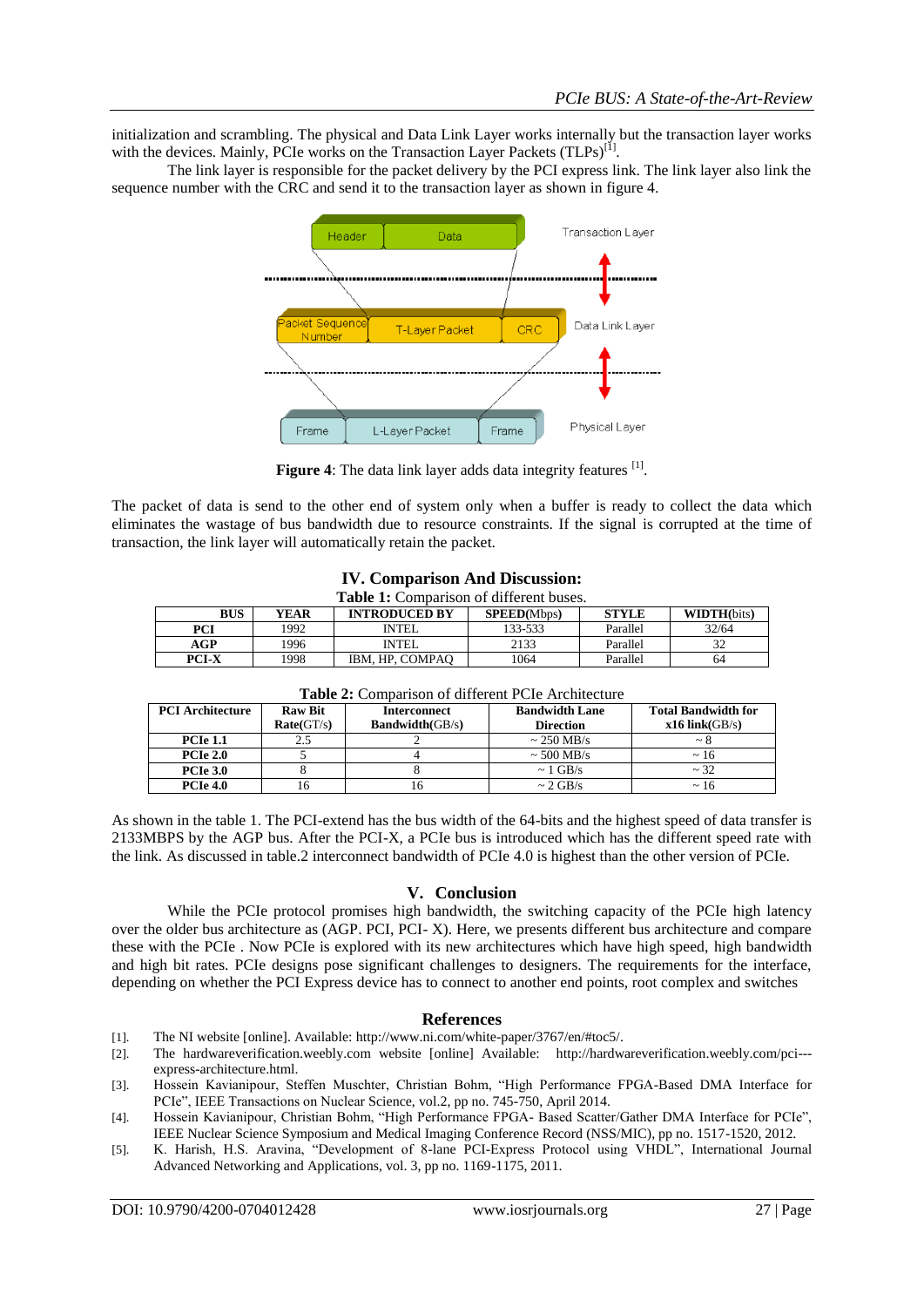initialization and scrambling. The physical and Data Link Layer works internally but the transaction layer works with the devices. Mainly, PCIe works on the Transaction Layer Packets (TLPs)[1].

The link layer is responsible for the packet delivery by the PCI express link. The link layer also link the sequence number with the CRC and send it to the transaction layer as shown in figure 4.

**Figure 4**: The data link layer adds data integrity features [1].

The packet of data is send to the other end of system only when a buffer is ready to collect the data which eliminates the wastage of bus bandwidth due to resource constraints. If the signal is corrupted at the time of transaction, the link layer will automatically retain the packet.

## IV. Comparison And Discussion:

**Table 1:** Comparison of different buses.

| BUS | YEAR | INTRODUCED BY | SPEED(Mbps) | STYLE | WIDTH(bits) |
|---|---|---|---|---|---|
| PCI | 1992 | INTEL | 133-533 | Parallel | 32/64 |
| AGP | 1996 | INTEL | 2133 | Parallel | 32 |
| PCI-X | 1998 | IBM, HP, COMPAQ | 1064 | Parallel | 64 |

**Table 2:** Comparison of different PCIe Architecture

| PCI Architecture | Raw Bit Rate(GT/s) | Interconnect Bandwidth(GB/s) | Bandwidth Lane Direction | Total Bandwidth for x16 link(GB/s) |
|---|---|---|---|---|
| PCIe 1.1 | 2.5 | 2 | ~ 250 MB/s | ~ 8 |
| PCIe 2.0 | 5 | 4 | ~ 500 MB/s | ~ 16 |
| PCIe 3.0 | 8 | 8 | ~ 1 GB/s | ~ 32 |
| PCIe 4.0 | 16 | 16 | ~ 2 GB/s | ~ 16 |

As shown in the table 1. The PCI-extend has the bus width of the 64-bits and the highest speed of data transfer is 2133MBPS by the AGP bus. After the PCI-X, a PCIe bus is introduced which has the different speed rate with the link. As discussed in table.2 interconnect bandwidth of PCIe 4.0 is highest than the other version of PCIe.

## V. Conclusion

While the PCIe protocol promises high bandwidth, the switching capacity of the PCIe high latency over the older bus architecture as (AGP. PCI, PCI- X). Here, we presents different bus architecture and compare these with the PCIe . Now PCIe is explored with its new architectures which have high speed, high bandwidth and high bit rates. PCIe designs pose significant challenges to designers. The requirements for the interface, depending on whether the PCI Express device has to connect to another end points, root complex and switches

## References

[1]. The NI website [online]. Available: http://www.ni.com/white-paper/3767/en/#toc5/.

[2]. The hardwareverification.weebly.com website [online] Available: http://hardwareverification.weebly.com/pci---express-architecture.html.

[3]. Hossein Kavianipour, Steffen Muschter, Christian Bohm, "High Performance FPGA-Based DMA Interface for PCIe", IEEE Transactions on Nuclear Science, vol.2, pp no. 745-750, April 2014.

[4]. Hossein Kavianipour, Christian Bohm, "High Performance FPGA- Based Scatter/Gather DMA Interface for PCIe", IEEE Nuclear Science Symposium and Medical Imaging Conference Record (NSS/MIC), pp no. 1517-1520, 2012.

[5]. K. Harish, H.S. Aravina, "Development of 8-lane PCI-Express Protocol using VHDL", International Journal Advanced Networking and Applications, vol. 3, pp no. 1169-1175, 2011.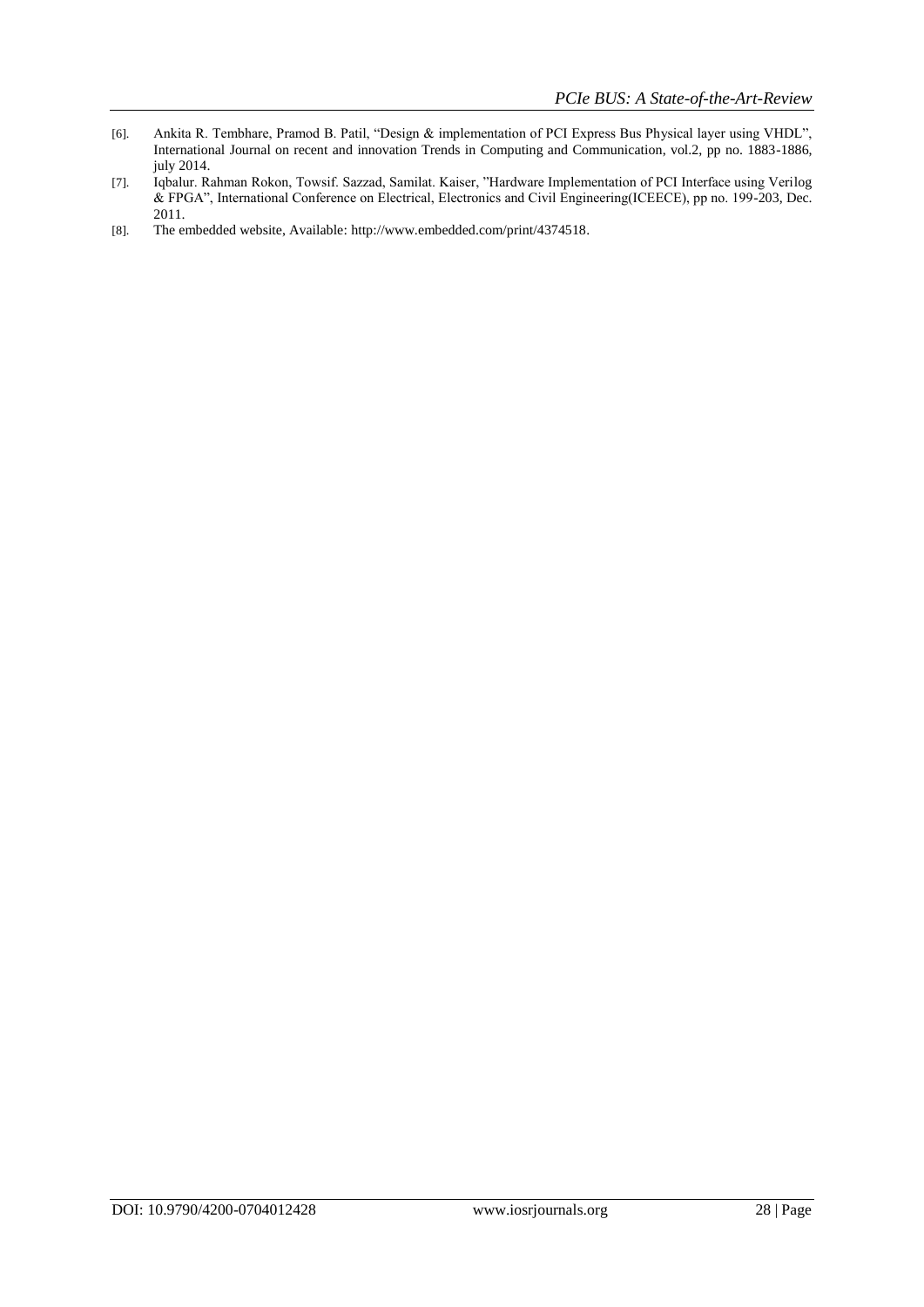[6]. Ankita R. Tembhare, Pramod B. Patil, "Design & implementation of PCI Express Bus Physical layer using VHDL", International Journal on recent and innovation Trends in Computing and Communication, vol.2, pp no. 1883-1886, july 2014.

[7]. Iqbalur. Rahman Rokon, Towsif. Sazzad, Samilat. Kaiser, "Hardware Implementation of PCI Interface using Verilog & FPGA", International Conference on Electrical, Electronics and Civil Engineering(ICEECE), pp no. 199-203, Dec. 2011.

[8]. The embedded website, Available: http://www.embedded.com/print/4374518.